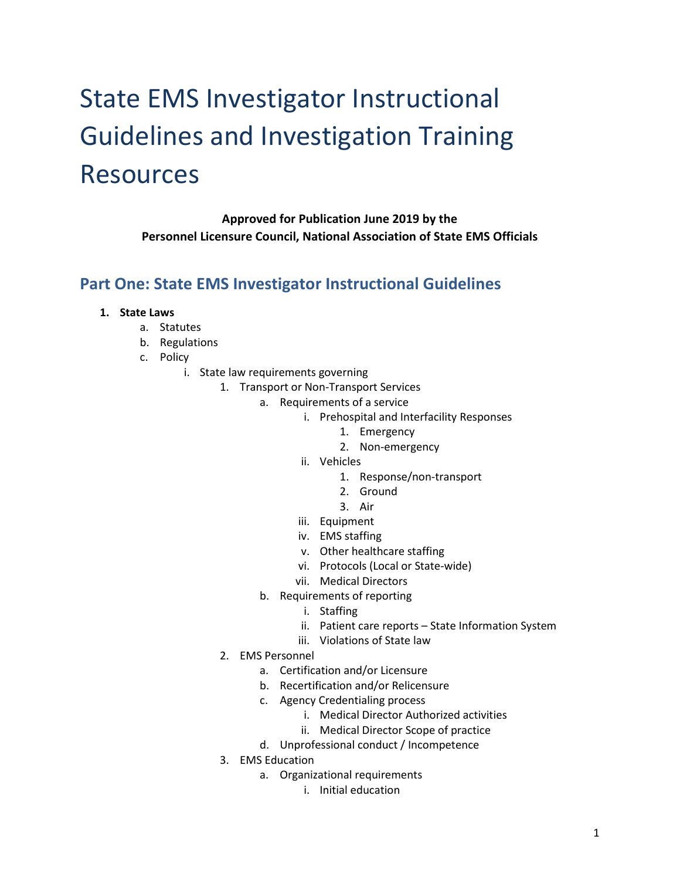# State EMS Investigator Instructional Guidelines and Investigation Training Resources

**Approved for Publication June 2019 by the**
**Personnel Licensure Council, National Association of State EMS Officials**

## Part One: State EMS Investigator Instructional Guidelines

1. **State Laws**
    a. Statutes
    b. Regulations
    c. Policy
        i. State law requirements governing
            1. Transport or Non-Transport Services
                a. Requirements of a service
                    i. Prehospital and Interfacility Responses
                        1. Emergency
                        2. Non-emergency
                    ii. Vehicles
                        1. Response/non-transport
                        2. Ground
                        3. Air
                    iii. Equipment
                    iv. EMS staffing
                    v. Other healthcare staffing
                    vi. Protocols (Local or State-wide)
                    vii. Medical Directors
                b. Requirements of reporting
                    i. Staffing
                    ii. Patient care reports – State Information System
                    iii. Violations of State law
            2. EMS Personnel
                a. Certification and/or Licensure
                b. Recertification and/or Relicensure
                c. Agency Credentialing process
                    i. Medical Director Authorized activities
                    ii. Medical Director Scope of practice
                d. Unprofessional conduct / Incompetence
            3. EMS Education
                a. Organizational requirements
                    i. Initial education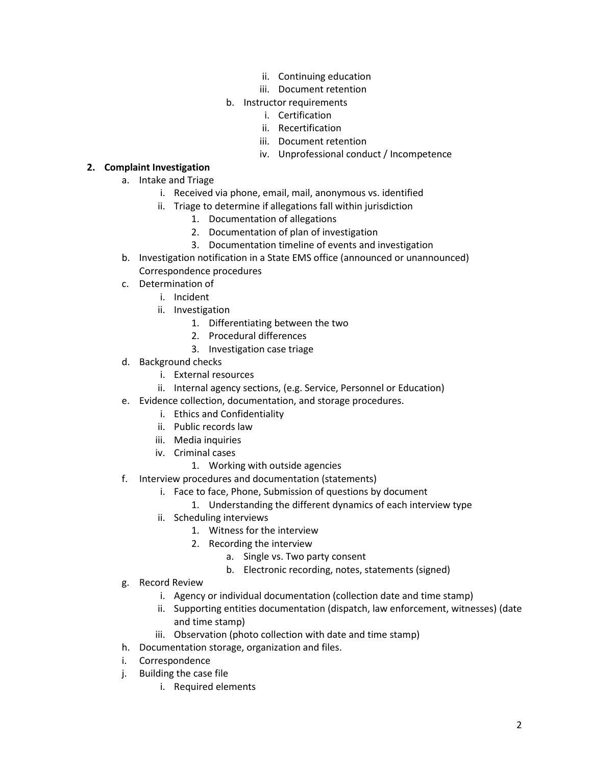- ii. Continuing education
- iii. Document retention

b. Instructor requirements
- i. Certification
- ii. Recertification
- iii. Document retention
- iv. Unprofessional conduct / Incompetence

**2. Complaint Investigation**

a. Intake and Triage
- i. Received via phone, email, mail, anonymous vs. identified
- ii. Triage to determine if allegations fall within jurisdiction
  1. Documentation of allegations
  2. Documentation of plan of investigation
  3. Documentation timeline of events and investigation

b. Investigation notification in a State EMS office (announced or unannounced) Correspondence procedures

c. Determination of
- i. Incident
- ii. Investigation
  1. Differentiating between the two
  2. Procedural differences
  3. Investigation case triage

d. Background checks
- i. External resources
- ii. Internal agency sections, (e.g. Service, Personnel or Education)

e. Evidence collection, documentation, and storage procedures.
- i. Ethics and Confidentiality
- ii. Public records law
- iii. Media inquiries
- iv. Criminal cases
  1. Working with outside agencies

f. Interview procedures and documentation (statements)
- i. Face to face, Phone, Submission of questions by document
  1. Understanding the different dynamics of each interview type
- ii. Scheduling interviews
  1. Witness for the interview
  2. Recording the interview
     - a. Single vs. Two party consent
     - b. Electronic recording, notes, statements (signed)

g. Record Review
- i. Agency or individual documentation (collection date and time stamp)
- ii. Supporting entities documentation (dispatch, law enforcement, witnesses) (date and time stamp)
- iii. Observation (photo collection with date and time stamp)

h. Documentation storage, organization and files.

i. Correspondence

j. Building the case file
- i. Required elements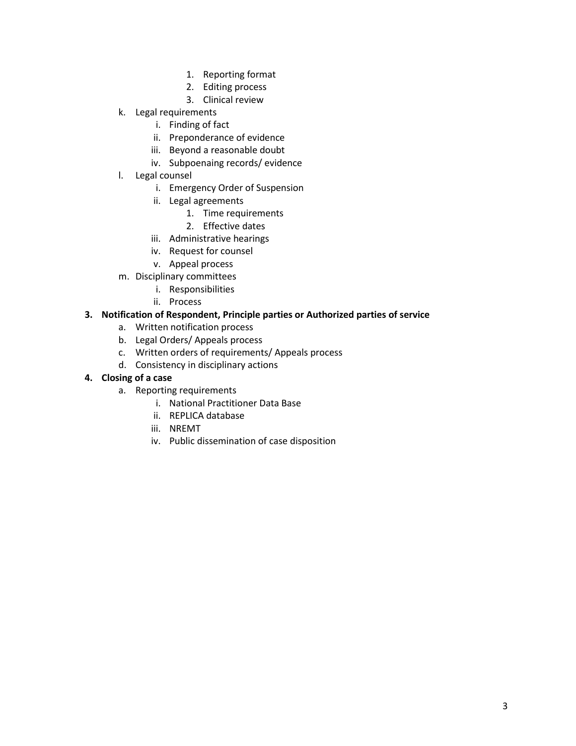1. Reporting format
            2. Editing process
            3. Clinical review

    k. Legal requirements
        i. Finding of fact
        ii. Preponderance of evidence
        iii. Beyond a reasonable doubt
        iv. Subpoenaing records/ evidence
    l. Legal counsel
        i. Emergency Order of Suspension
        ii. Legal agreements
            1. Time requirements
            2. Effective dates
        iii. Administrative hearings
        iv. Request for counsel
        v. Appeal process
    m. Disciplinary committees
        i. Responsibilities
        ii. Process

**3. Notification of Respondent, Principle parties or Authorized parties of service**

- a. Written notification process
- b. Legal Orders/ Appeals process
- c. Written orders of requirements/ Appeals process
- d. Consistency in disciplinary actions

**4. Closing of a case**

- a. Reporting requirements
    - i. National Practitioner Data Base
    - ii. REPLICA database
    - iii. NREMT
    - iv. Public dissemination of case disposition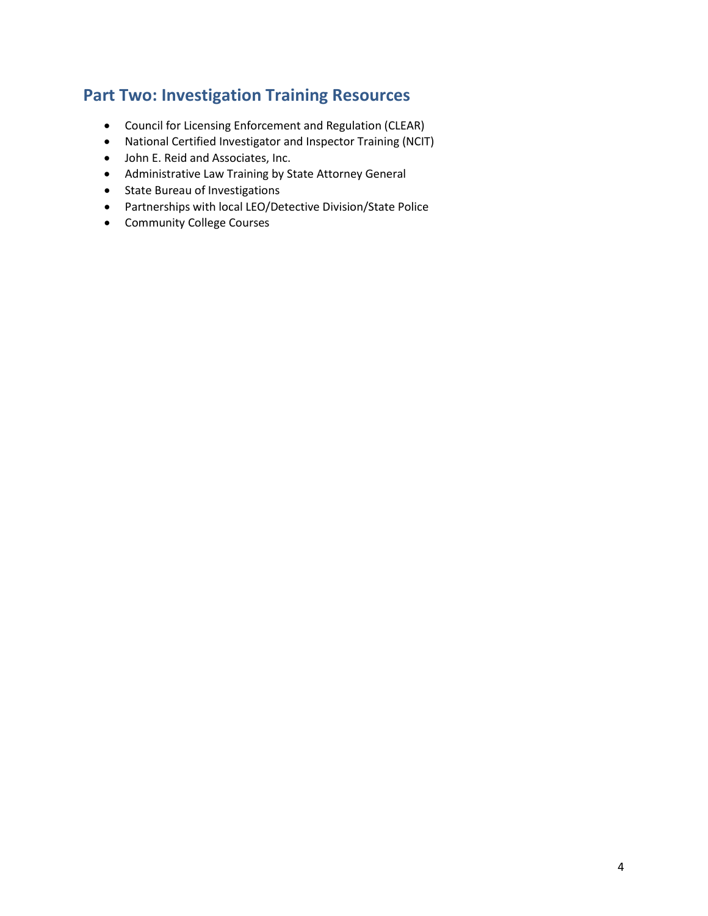## Part Two: Investigation Training Resources

- Council for Licensing Enforcement and Regulation (CLEAR)
- National Certified Investigator and Inspector Training (NCIT)
- John E. Reid and Associates, Inc.
- Administrative Law Training by State Attorney General
- State Bureau of Investigations
- Partnerships with local LEO/Detective Division/State Police
- Community College Courses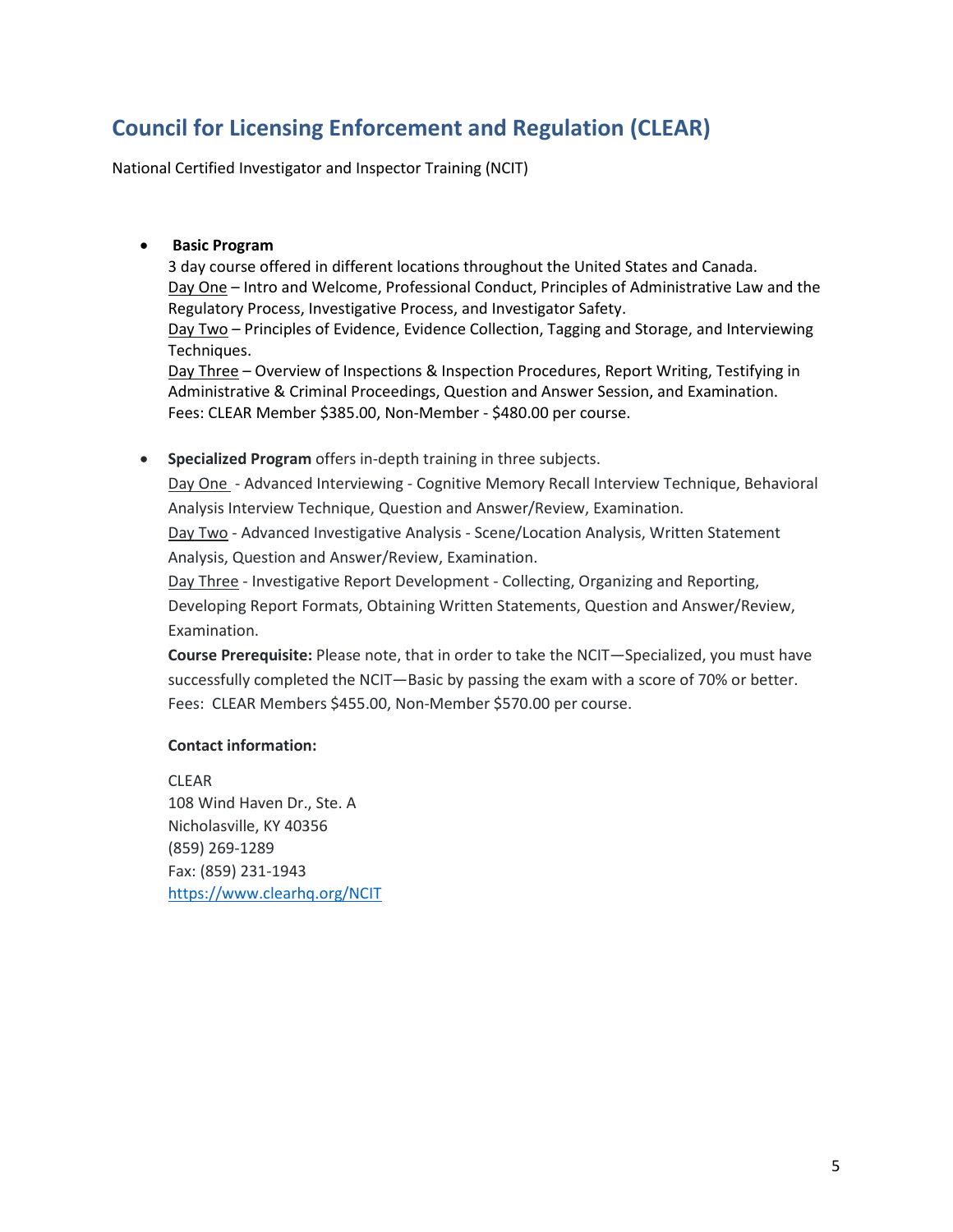## Council for Licensing Enforcement and Regulation (CLEAR)

National Certified Investigator and Inspector Training (NCIT)

- **Basic Program**
  3 day course offered in different locations throughout the United States and Canada.
  Day One – Intro and Welcome, Professional Conduct, Principles of Administrative Law and the Regulatory Process, Investigative Process, and Investigator Safety.
  Day Two – Principles of Evidence, Evidence Collection, Tagging and Storage, and Interviewing Techniques.
  Day Three – Overview of Inspections & Inspection Procedures, Report Writing, Testifying in Administrative & Criminal Proceedings, Question and Answer Session, and Examination.
  Fees: CLEAR Member $385.00, Non-Member - $480.00 per course.

- **Specialized Program** offers in-depth training in three subjects.
  Day One - Advanced Interviewing - Cognitive Memory Recall Interview Technique, Behavioral Analysis Interview Technique, Question and Answer/Review, Examination.
  Day Two - Advanced Investigative Analysis - Scene/Location Analysis, Written Statement Analysis, Question and Answer/Review, Examination.
  Day Three - Investigative Report Development - Collecting, Organizing and Reporting, Developing Report Formats, Obtaining Written Statements, Question and Answer/Review, Examination.
  **Course Prerequisite:** Please note, that in order to take the NCIT—Specialized, you must have successfully completed the NCIT—Basic by passing the exam with a score of 70% or better.
  Fees: CLEAR Members $455.00, Non-Member $570.00 per course.

  **Contact information:**

  CLEAR
  108 Wind Haven Dr., Ste. A
  Nicholasville, KY 40356
  (859) 269-1289
  Fax: (859) 231-1943
  https://www.clearhq.org/NCIT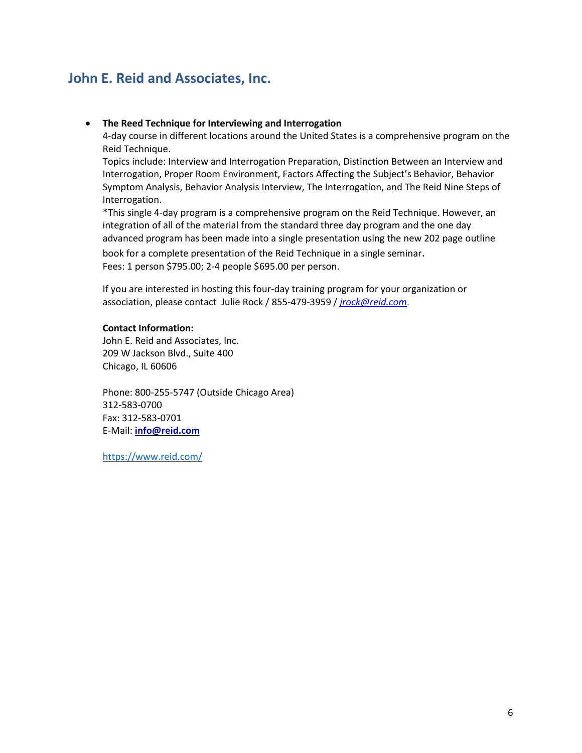## John E. Reid and Associates, Inc.

- **The Reed Technique for Interviewing and Interrogation**
  4-day course in different locations around the United States is a comprehensive program on the Reid Technique.
  Topics include: Interview and Interrogation Preparation, Distinction Between an Interview and Interrogation, Proper Room Environment, Factors Affecting the Subject's Behavior, Behavior Symptom Analysis, Behavior Analysis Interview, The Interrogation, and The Reid Nine Steps of Interrogation.
  *This single 4-day program is a comprehensive program on the Reid Technique. However, an integration of all of the material from the standard three day program and the one day advanced program has been made into a single presentation using the new 202 page outline book for a complete presentation of the Reid Technique in a single seminar.
  Fees: 1 person $795.00; 2-4 people $695.00 per person.

  If you are interested in hosting this four-day training program for your organization or association, please contact Julie Rock / 855-479-3959 / *jrock@reid.com*.

  **Contact Information:**
  John E. Reid and Associates, Inc.
  209 W Jackson Blvd., Suite 400
  Chicago, IL 60606

  Phone: 800-255-5747 (Outside Chicago Area)
  312-583-0700
  Fax: 312-583-0701
  E-Mail: **info@reid.com**

  https://www.reid.com/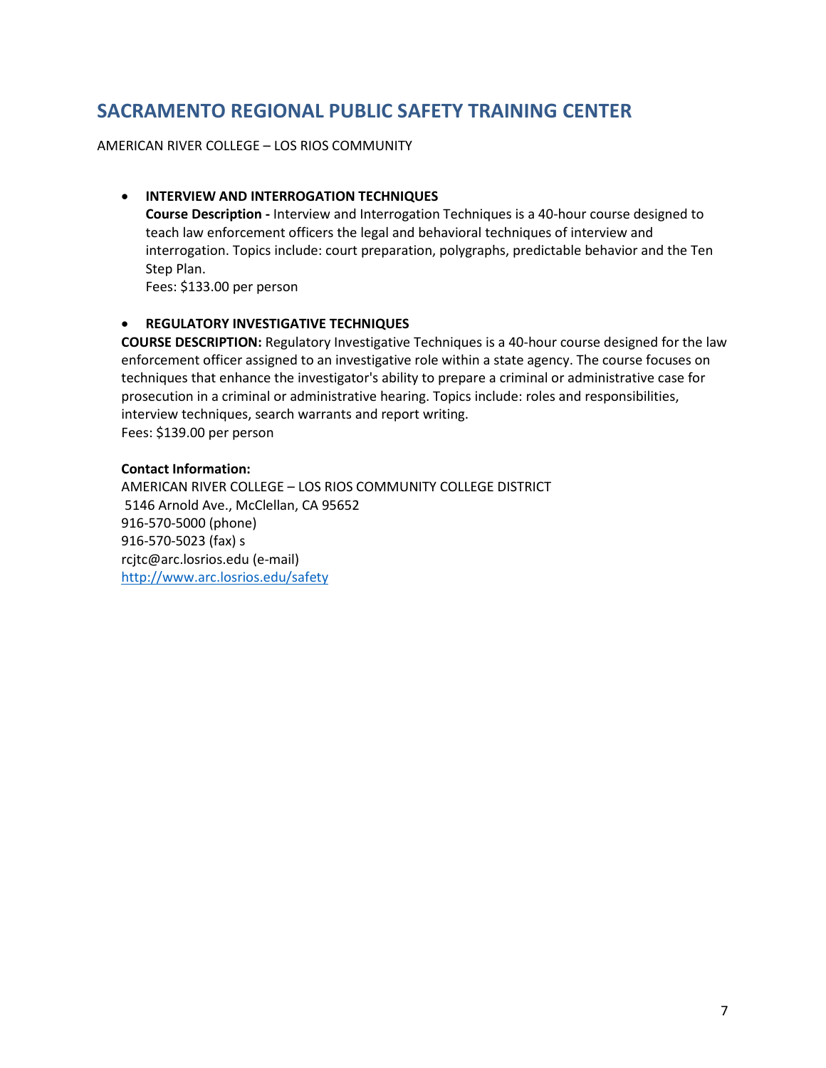## SACRAMENTO REGIONAL PUBLIC SAFETY TRAINING CENTER

AMERICAN RIVER COLLEGE – LOS RIOS COMMUNITY

- **INTERVIEW AND INTERROGATION TECHNIQUES**
  **Course Description -** Interview and Interrogation Techniques is a 40-hour course designed to teach law enforcement officers the legal and behavioral techniques of interview and interrogation. Topics include: court preparation, polygraphs, predictable behavior and the Ten Step Plan.
  Fees: $133.00 per person

- **REGULATORY INVESTIGATIVE TECHNIQUES**

**COURSE DESCRIPTION:** Regulatory Investigative Techniques is a 40-hour course designed for the law enforcement officer assigned to an investigative role within a state agency. The course focuses on techniques that enhance the investigator's ability to prepare a criminal or administrative case for prosecution in a criminal or administrative hearing. Topics include: roles and responsibilities, interview techniques, search warrants and report writing.
Fees: $139.00 per person

**Contact Information:**
AMERICAN RIVER COLLEGE – LOS RIOS COMMUNITY COLLEGE DISTRICT
5146 Arnold Ave., McClellan, CA 95652
916-570-5000 (phone)
916-570-5023 (fax) s
rcjtc@arc.losrios.edu (e-mail)
http://www.arc.losrios.edu/safety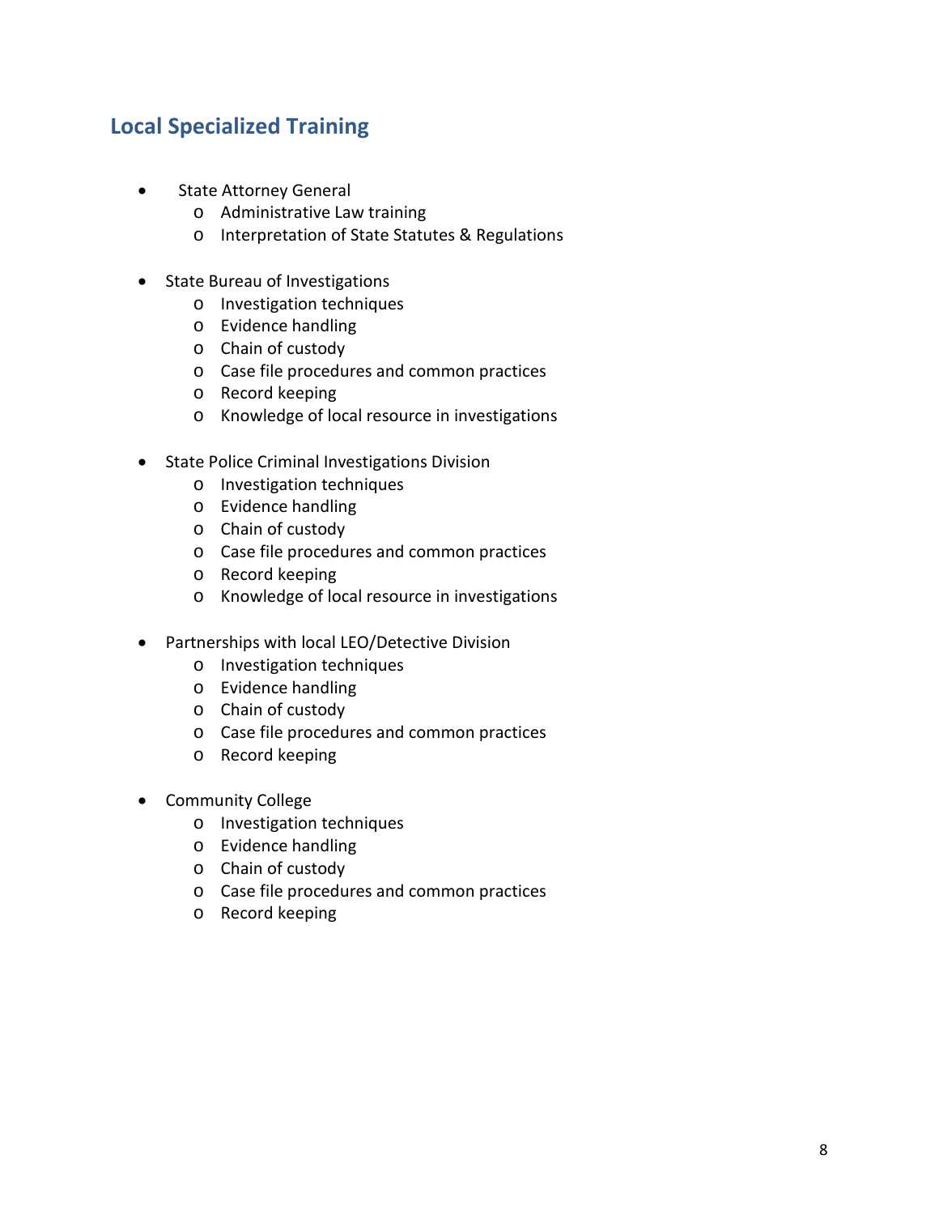## Local Specialized Training

- State Attorney General
  - Administrative Law training
  - Interpretation of State Statutes & Regulations

- State Bureau of Investigations
  - Investigation techniques
  - Evidence handling
  - Chain of custody
  - Case file procedures and common practices
  - Record keeping
  - Knowledge of local resource in investigations

- State Police Criminal Investigations Division
  - Investigation techniques
  - Evidence handling
  - Chain of custody
  - Case file procedures and common practices
  - Record keeping
  - Knowledge of local resource in investigations

- Partnerships with local LEO/Detective Division
  - Investigation techniques
  - Evidence handling
  - Chain of custody
  - Case file procedures and common practices
  - Record keeping

- Community College
  - Investigation techniques
  - Evidence handling
  - Chain of custody
  - Case file procedures and common practices
  - Record keeping